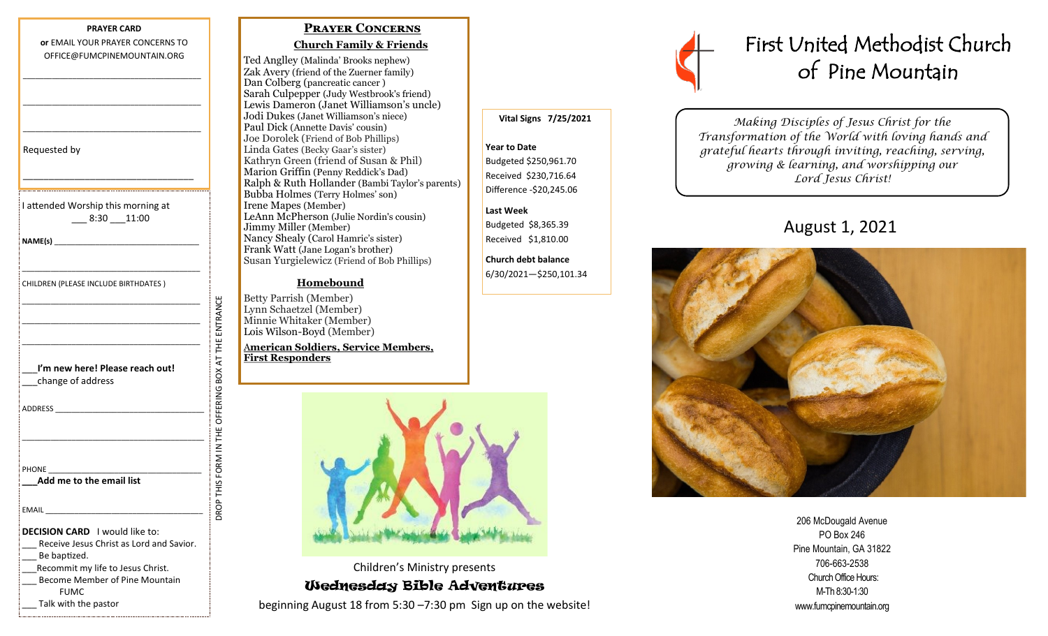**PRAYER CARD**

**or** EMAIL YOUR PRAYER CONCERNS TO OFFICE@FUMCPINEMOUNTAIN.ORG

___________________________________

___________________________________

___________________________________

Requested by

___________________________________

I attended Worship this morning at
___ 8:30 ___11:00

**NAME(s)** ___________________________________

___________________________________

CHILDREN (PLEASE INCLUDE BIRTHDATES )

___________________________________

___________________________________

___________________________________

___**I'm new here! Please reach out!**
___change of address

ADDRESS ___________________________________

___________________________________

PHONE ___________________________________
___**Add me to the email list**

EMAIL ___________________________________

**DECISION CARD** I would like to:
___ Receive Jesus Christ as Lord and Savior.
___ Be baptized.
___Recommit my life to Jesus Christ.
___ Become Member of Pine Mountain FUMC
___ Talk with the pastor

DROP THIS FORM IN THE OFFERING BOX AT THE ENTRANCE

## PRAYER CONCERNS

### Church Family & Friends

Ted Anglley (Malinda' Brooks nephew)
Zak Avery (friend of the Zuerner family)
Dan Colberg (pancreatic cancer )
Sarah Culpepper (Judy Westbrook's friend)
Lewis Dameron (Janet Williamson's uncle)
Jodi Dukes (Janet Williamson's niece)
Paul Dick (Annette Davis' cousin)
Joe Dorolek (Friend of Bob Phillips)
Linda Gates (Becky Gaar's sister)
Kathryn Green (friend of Susan & Phil)
Marion Griffin (Penny Reddick's Dad)
Ralph & Ruth Hollander (Bambi Taylor's parents)
Bubba Holmes (Terry Holmes' son)
Irene Mapes (Member)
LeAnn McPherson (Julie Nordin's cousin)
Jimmy Miller (Member)
Nancy Shealy (Carol Hamric's sister)
Frank Watt (Jane Logan's brother)
Susan Yurgielewicz (Friend of Bob Phillips)

### Homebound

Betty Parrish (Member)
Lynn Schaetzel (Member)
Minnie Whitaker (Member)
Lois Wilson-Boyd (Member)

### American Soldiers, Service Members, First Responders

**Vital Signs 7/25/2021**

**Year to Date**
Budgeted $250,961.70
Received $230,716.64
Difference -$20,245.06

**Last Week**
Budgeted $8,365.39
Received $1,810.00

**Church debt balance**
6/30/2021—$250,101.34

Children's Ministry presents

## Wednesday Bible Adventures

beginning August 18 from 5:30 –7:30 pm Sign up on the website!

# First United Methodist Church of Pine Mountain

*Making Disciples of Jesus Christ for the Transformation of the World with loving hands and grateful hearts through inviting, reaching, serving, growing & learning, and worshipping our Lord Jesus Christ!*

## August 1, 2021

206 McDougald Avenue
PO Box 246
Pine Mountain, GA 31822
706-663-2538
Church Office Hours:
M-Th 8:30-1:30
www.fumcpinemountain.org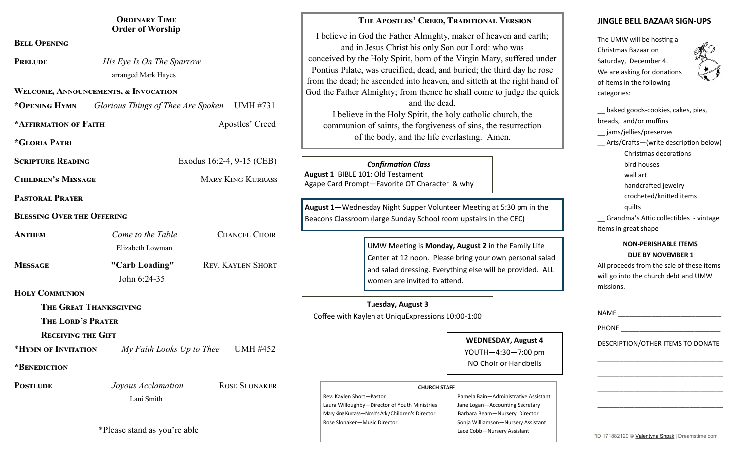## Ordinary Time
### Order of Worship

**Bell Opening**

**Prelude** — *His Eye Is On The Sparrow*
arranged Mark Hayes

**Welcome, Announcements, & Invocation**

**\*Opening Hymn** — *Glorious Things of Thee Are Spoken* — UMH #731

**\*Affirmation of Faith** — Apostles' Creed

**\*Gloria Patri**

**Scripture Reading** — Exodus 16:2-4, 9-15 (CEB)

**Children's Message** — Mary King Kurrass

**Pastoral Prayer**

**Blessing Over the Offering**

**Anthem** — *Come to the Table* — Chancel Choir
Elizabeth Lowman

**Message** — **"Carb Loading"** — Rev. Kaylen Short
John 6:24-35

**Holy Communion**

- **The Great Thanksgiving**
- **The Lord's Prayer**
- **Receiving the Gift**

**\*Hymn of Invitation** — *My Faith Looks Up to Thee* — UMH #452

**\*Benediction**

**Postlude** — *Joyous Acclamation* — Rose Slonaker
Lani Smith

\*Please stand as you're able

## The Apostles' Creed, Traditional Version

I believe in God the Father Almighty, maker of heaven and earth; and in Jesus Christ his only Son our Lord: who was conceived by the Holy Spirit, born of the Virgin Mary, suffered under Pontius Pilate, was crucified, dead, and buried; the third day he rose from the dead; he ascended into heaven, and sitteth at the right hand of God the Father Almighty; from thence he shall come to judge the quick and the dead.

I believe in the Holy Spirit, the holy catholic church, the communion of saints, the forgiveness of sins, the resurrection of the body, and the life everlasting. Amen.

***Confirmation Class***

**August 1** BIBLE 101: Old Testament
Agape Card Prompt—Favorite OT Character & why

**August 1**—Wednesday Night Supper Volunteer Meeting at 5:30 pm in the Beacons Classroom (large Sunday School room upstairs in the CEC)

UMW Meeting is **Monday, August 2** in the Family Life Center at 12 noon. Please bring your own personal salad and salad dressing. Everything else will be provided. ALL women are invited to attend.

**Tuesday, August 3**
Coffee with Kaylen at UniqExpressions 10:00-1:00

**WEDNESDAY, August 4**
YOUTH—4:30—7:00 pm
NO Choir or Handbells

**CHURCH STAFF**

| | |
|---|---|
| Rev. Kaylen Short—Pastor | Pamela Bain—Administrative Assistant |
| Laura Willoughby—Director of Youth Ministries | Jane Logan—Accounting Secretary |
| Mary King Kurrass—Noah's Ark/Children's Director | Barbara Beam—Nursery Director |
| Rose Slonaker—Music Director | Sonja Williamson—Nursery Assistant |
| | Lace Cobb—Nursery Assistant |

## JINGLE BELL BAZAAR SIGN-UPS

The UMW will be hosting a Christmas Bazaar on Saturday, December 4. We are asking for donations of Items in the following categories:

__ baked goods-cookies, cakes, pies, breads, and/or muffins
__ jams/jellies/preserves
__ Arts/Crafts—(write description below)
- Christmas decorations
- bird houses
- wall art
- handcrafted jewelry
- crocheted/knitted items
- quilts

__ Grandma's Attic collectibles - vintage items in great shape

**NON-PERISHABLE ITEMS**
**DUE BY NOVEMBER 1**

All proceeds from the sale of these items will go into the church debt and UMW missions.

NAME ___________________________

PHONE __________________________

DESCRIPTION/OTHER ITEMS TO DONATE

_________________________________

_________________________________

_________________________________

_________________________________

\*ID 171882120 © Valentyna Shpak | Dreamstime.com